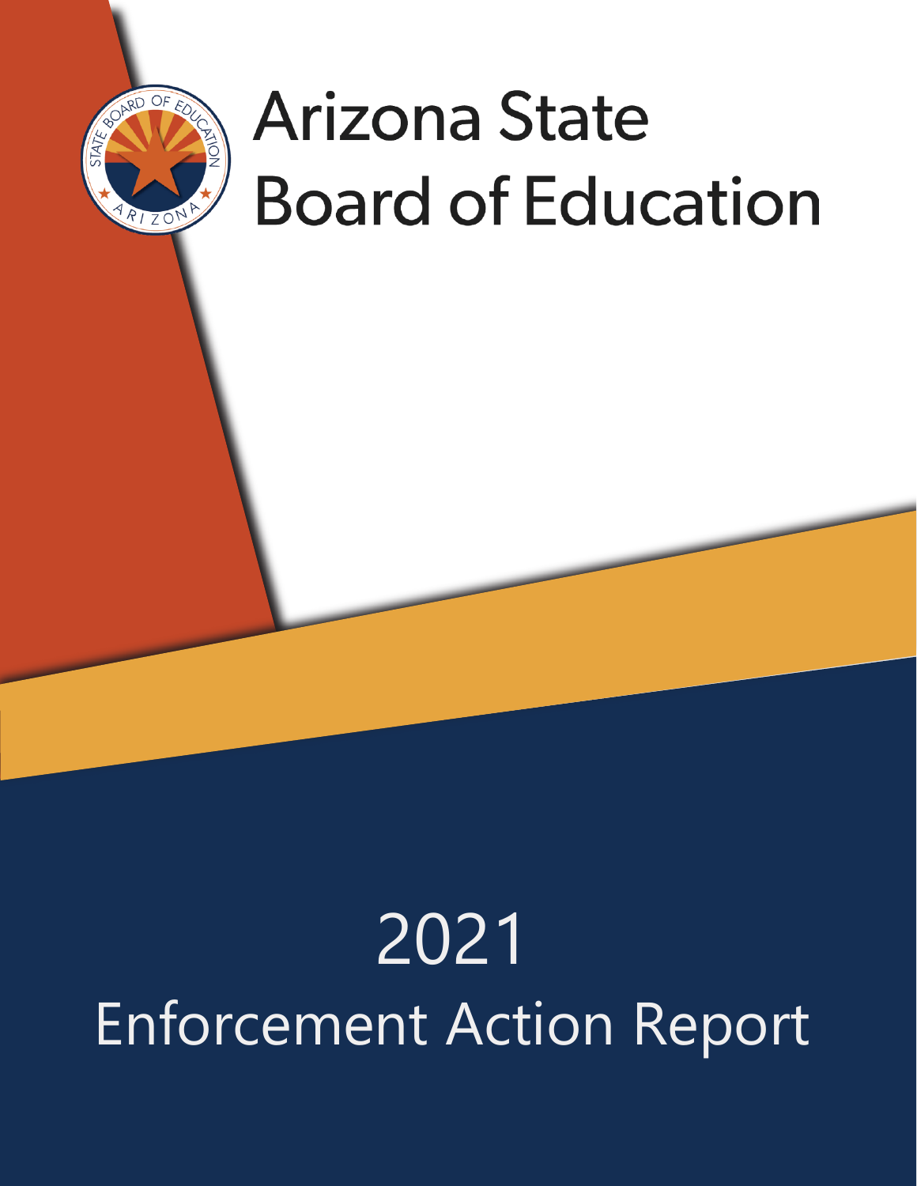# Arizona State Board of Education

# 2021 Enforcement Action Report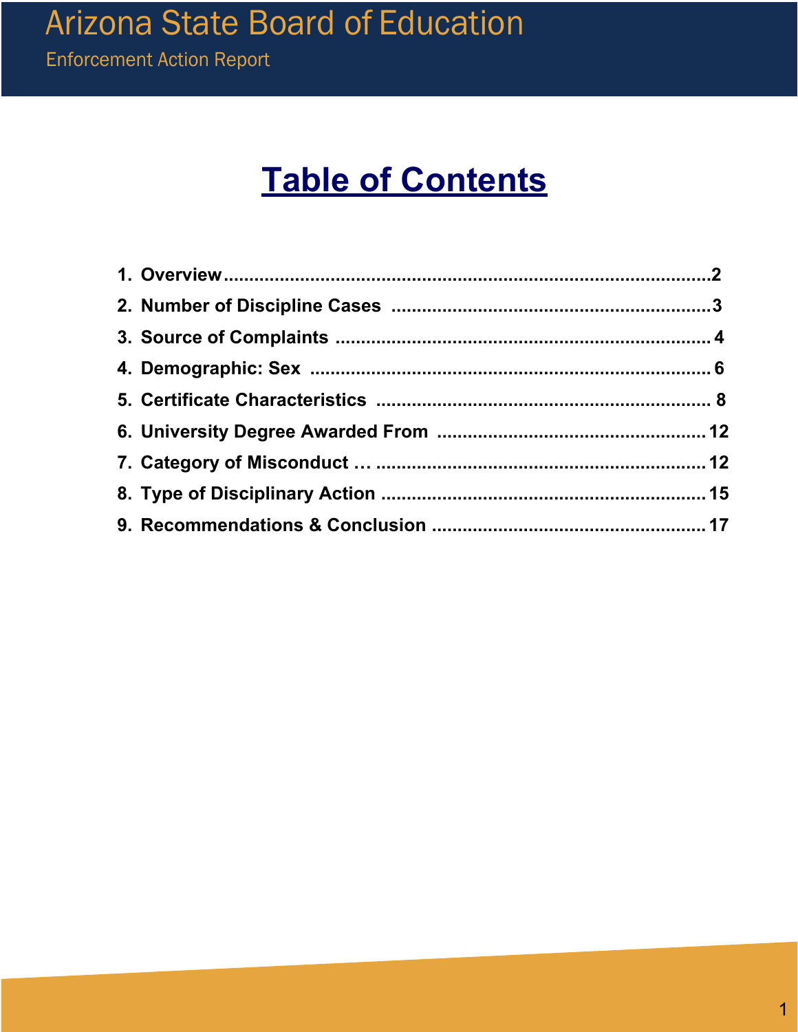# Table of Contents

1. **Overview**..........................................................................................2
2. **Number of Discipline Cases** ............................................................3
3. **Source of Complaints** ......................................................................4
4. **Demographic: Sex** ...........................................................................6
5. **Certificate Characteristics** ..............................................................8
6. **University Degree Awarded From** ..................................................12
7. **Category of Misconduct** … ..............................................................12
8. **Type of Disciplinary Action** ............................................................15
9. **Recommendations & Conclusion** ...................................................17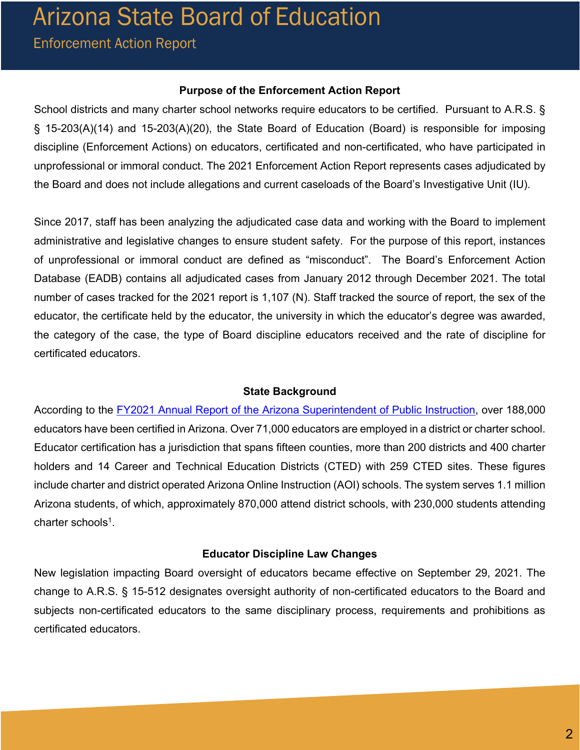# Arizona State Board of Education

## Enforcement Action Report

### Purpose of the Enforcement Action Report

School districts and many charter school networks require educators to be certified. Pursuant to A.R.S. § § 15-203(A)(14) and 15-203(A)(20), the State Board of Education (Board) is responsible for imposing discipline (Enforcement Actions) on educators, certificated and non-certificated, who have participated in unprofessional or immoral conduct. The 2021 Enforcement Action Report represents cases adjudicated by the Board and does not include allegations and current caseloads of the Board's Investigative Unit (IU).

Since 2017, staff has been analyzing the adjudicated case data and working with the Board to implement administrative and legislative changes to ensure student safety. For the purpose of this report, instances of unprofessional or immoral conduct are defined as "misconduct". The Board's Enforcement Action Database (EADB) contains all adjudicated cases from January 2012 through December 2021. The total number of cases tracked for the 2021 report is 1,107 (N). Staff tracked the source of report, the sex of the educator, the certificate held by the educator, the university in which the educator's degree was awarded, the category of the case, the type of Board discipline educators received and the rate of discipline for certificated educators.

### State Background

According to the [FY2021 Annual Report of the Arizona Superintendent of Public Instruction], over 188,000 educators have been certified in Arizona. Over 71,000 educators are employed in a district or charter school. Educator certification has a jurisdiction that spans fifteen counties, more than 200 districts and 400 charter holders and 14 Career and Technical Education Districts (CTED) with 259 CTED sites. These figures include charter and district operated Arizona Online Instruction (AOI) schools. The system serves 1.1 million Arizona students, of which, approximately 870,000 attend district schools, with 230,000 students attending charter schools[1].

### Educator Discipline Law Changes

New legislation impacting Board oversight of educators became effective on September 29, 2021. The change to A.R.S. § 15-512 designates oversight authority of non-certificated educators to the Board and subjects non-certificated educators to the same disciplinary process, requirements and prohibitions as certificated educators.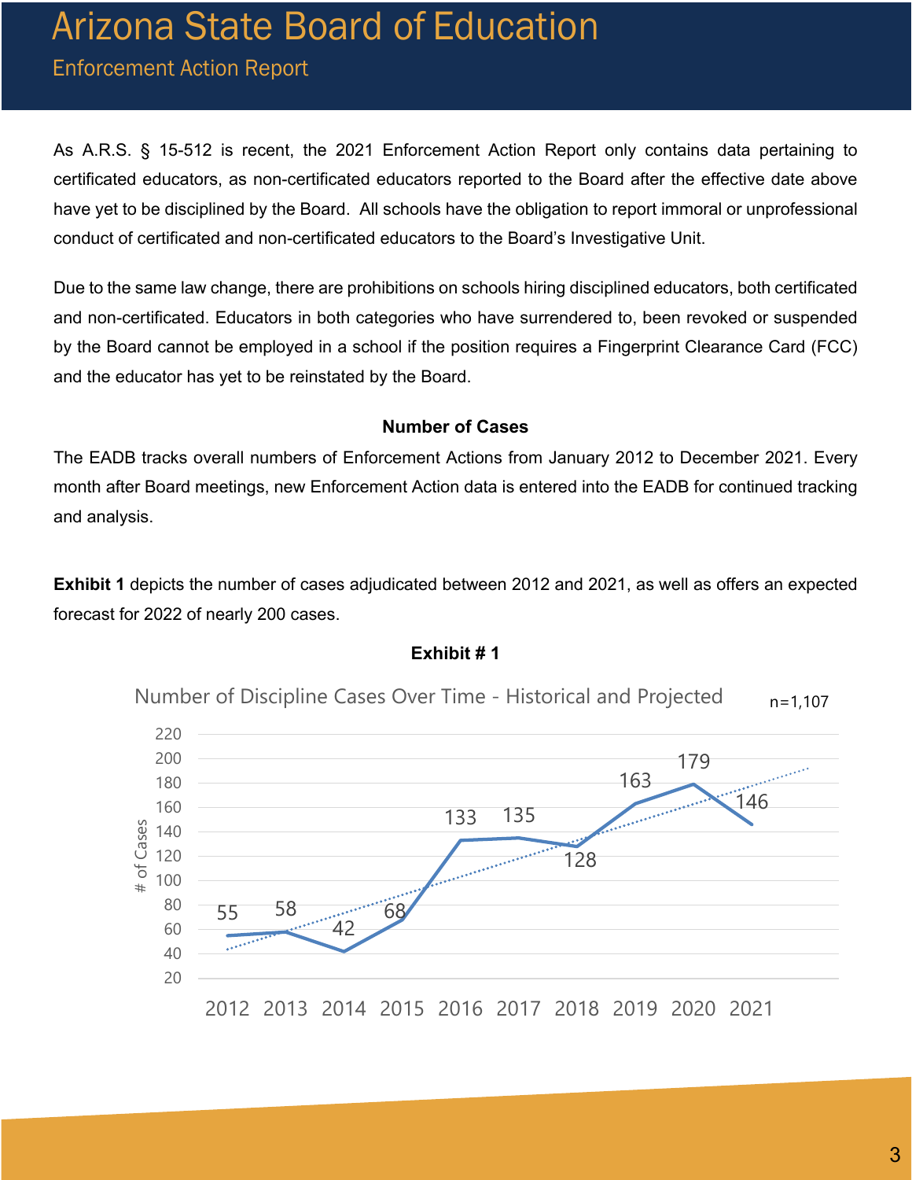As A.R.S. § 15-512 is recent, the 2021 Enforcement Action Report only contains data pertaining to certificated educators, as non-certificated educators reported to the Board after the effective date above have yet to be disciplined by the Board. All schools have the obligation to report immoral or unprofessional conduct of certificated and non-certificated educators to the Board's Investigative Unit.

Due to the same law change, there are prohibitions on schools hiring disciplined educators, both certificated and non-certificated. Educators in both categories who have surrendered to, been revoked or suspended by the Board cannot be employed in a school if the position requires a Fingerprint Clearance Card (FCC) and the educator has yet to be reinstated by the Board.

**Number of Cases**

The EADB tracks overall numbers of Enforcement Actions from January 2012 to December 2021. Every month after Board meetings, new Enforcement Action data is entered into the EADB for continued tracking and analysis.

**Exhibit 1** depicts the number of cases adjudicated between 2012 and 2021, as well as offers an expected forecast for 2022 of nearly 200 cases.

**Exhibit # 1**

Number of Discipline Cases Over Time - Historical and Projected

n=1,107

| Year | # of Cases |
|---|---|
| 2012 | 55 |
| 2013 | 58 |
| 2014 | 42 |
| 2015 | 68 |
| 2016 | 133 |
| 2017 | 135 |
| 2018 | 128 |
| 2019 | 163 |
| 2020 | 179 |
| 2021 | 146 |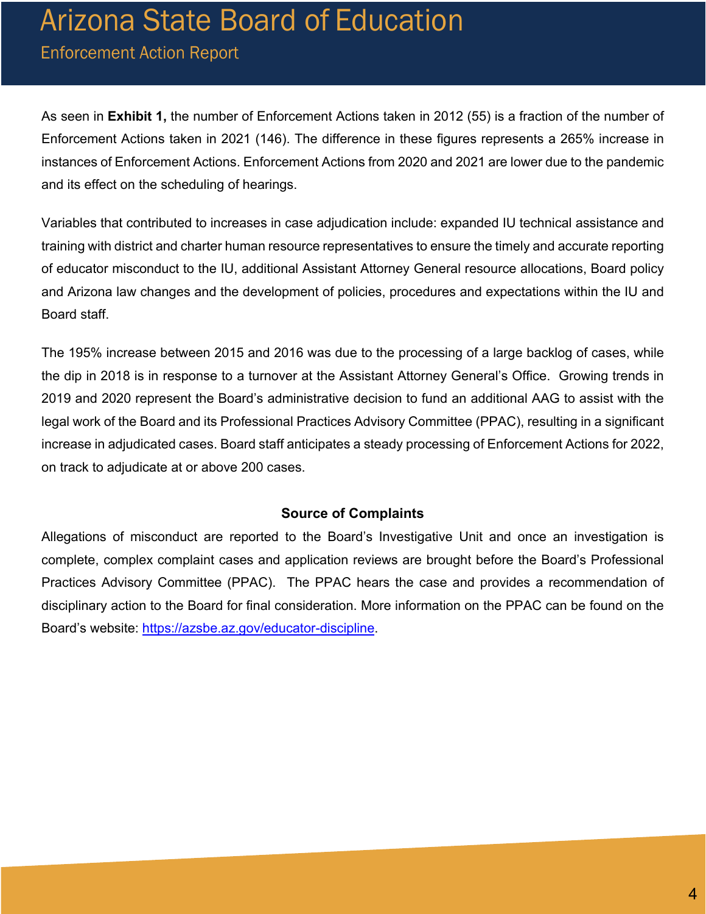As seen in **Exhibit 1,** the number of Enforcement Actions taken in 2012 (55) is a fraction of the number of Enforcement Actions taken in 2021 (146). The difference in these figures represents a 265% increase in instances of Enforcement Actions. Enforcement Actions from 2020 and 2021 are lower due to the pandemic and its effect on the scheduling of hearings.

Variables that contributed to increases in case adjudication include: expanded IU technical assistance and training with district and charter human resource representatives to ensure the timely and accurate reporting of educator misconduct to the IU, additional Assistant Attorney General resource allocations, Board policy and Arizona law changes and the development of policies, procedures and expectations within the IU and Board staff.

The 195% increase between 2015 and 2016 was due to the processing of a large backlog of cases, while the dip in 2018 is in response to a turnover at the Assistant Attorney General's Office. Growing trends in 2019 and 2020 represent the Board's administrative decision to fund an additional AAG to assist with the legal work of the Board and its Professional Practices Advisory Committee (PPAC), resulting in a significant increase in adjudicated cases. Board staff anticipates a steady processing of Enforcement Actions for 2022, on track to adjudicate at or above 200 cases.

**Source of Complaints**

Allegations of misconduct are reported to the Board's Investigative Unit and once an investigation is complete, complex complaint cases and application reviews are brought before the Board's Professional Practices Advisory Committee (PPAC). The PPAC hears the case and provides a recommendation of disciplinary action to the Board for final consideration. More information on the PPAC can be found on the Board's website: [https://azsbe.az.gov/educator-discipline](https://azsbe.az.gov/educator-discipline).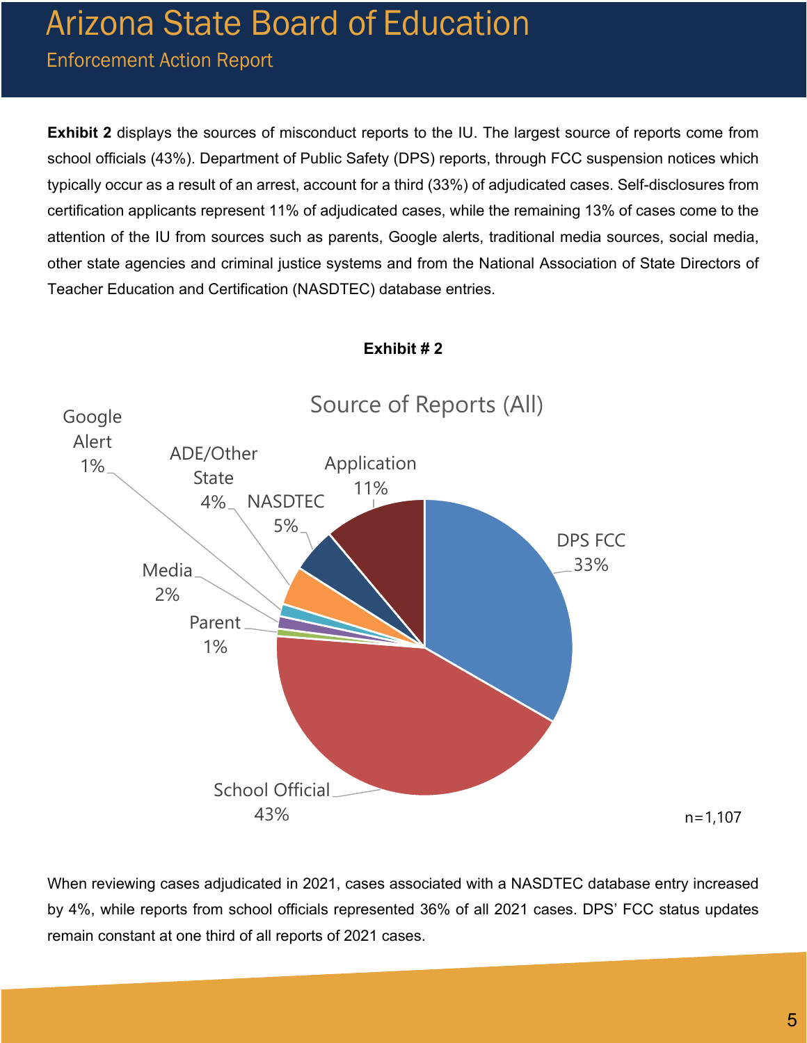**Exhibit 2** displays the sources of misconduct reports to the IU. The largest source of reports come from school officials (43%). Department of Public Safety (DPS) reports, through FCC suspension notices which typically occur as a result of an arrest, account for a third (33%) of adjudicated cases. Self-disclosures from certification applicants represent 11% of adjudicated cases, while the remaining 13% of cases come to the attention of the IU from sources such as parents, Google alerts, traditional media sources, social media, other state agencies and criminal justice systems and from the National Association of State Directors of Teacher Education and Certification (NASDTEC) database entries.

**Exhibit # 2**

Source of Reports (All)

| Source | Percent |
| --- | --- |
| DPS FCC | 33% |
| School Official | 43% |
| Parent | 1% |
| Media | 2% |
| Google Alert | 1% |
| ADE/Other State | 4% |
| NASDTEC | 5% |
| Application | 11% |

n=1,107

When reviewing cases adjudicated in 2021, cases associated with a NASDTEC database entry increased by 4%, while reports from school officials represented 36% of all 2021 cases. DPS' FCC status updates remain constant at one third of all reports of 2021 cases.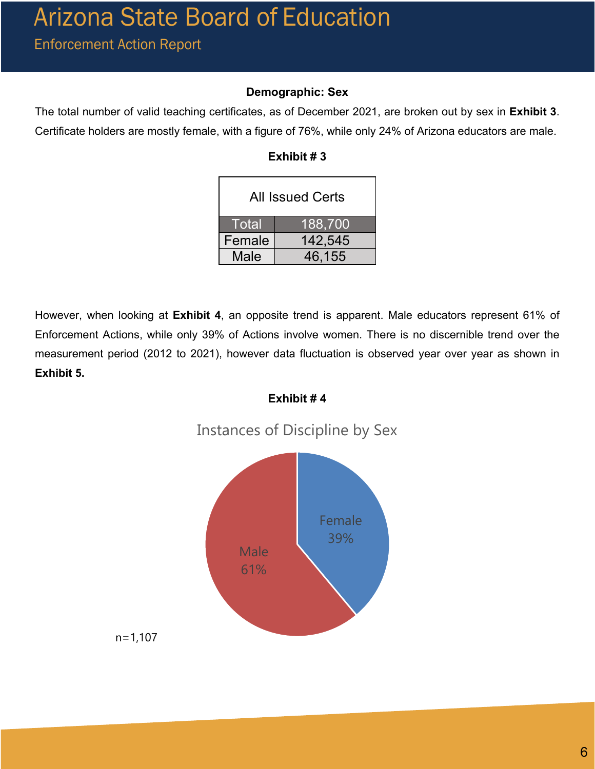**Demographic: Sex**

The total number of valid teaching certificates, as of December 2021, are broken out by sex in **Exhibit 3**. Certificate holders are mostly female, with a figure of 76%, while only 24% of Arizona educators are male.

**Exhibit # 3**

| All Issued Certs | |
|---|---|
| Total | 188,700 |
| Female | 142,545 |
| Male | 46,155 |

However, when looking at **Exhibit 4**, an opposite trend is apparent. Male educators represent 61% of Enforcement Actions, while only 39% of Actions involve women. There is no discernible trend over the measurement period (2012 to 2021), however data fluctuation is observed year over year as shown in **Exhibit 5.**

**Exhibit # 4**

Instances of Discipline by Sex

Female 39%

Male 61%

n=1,107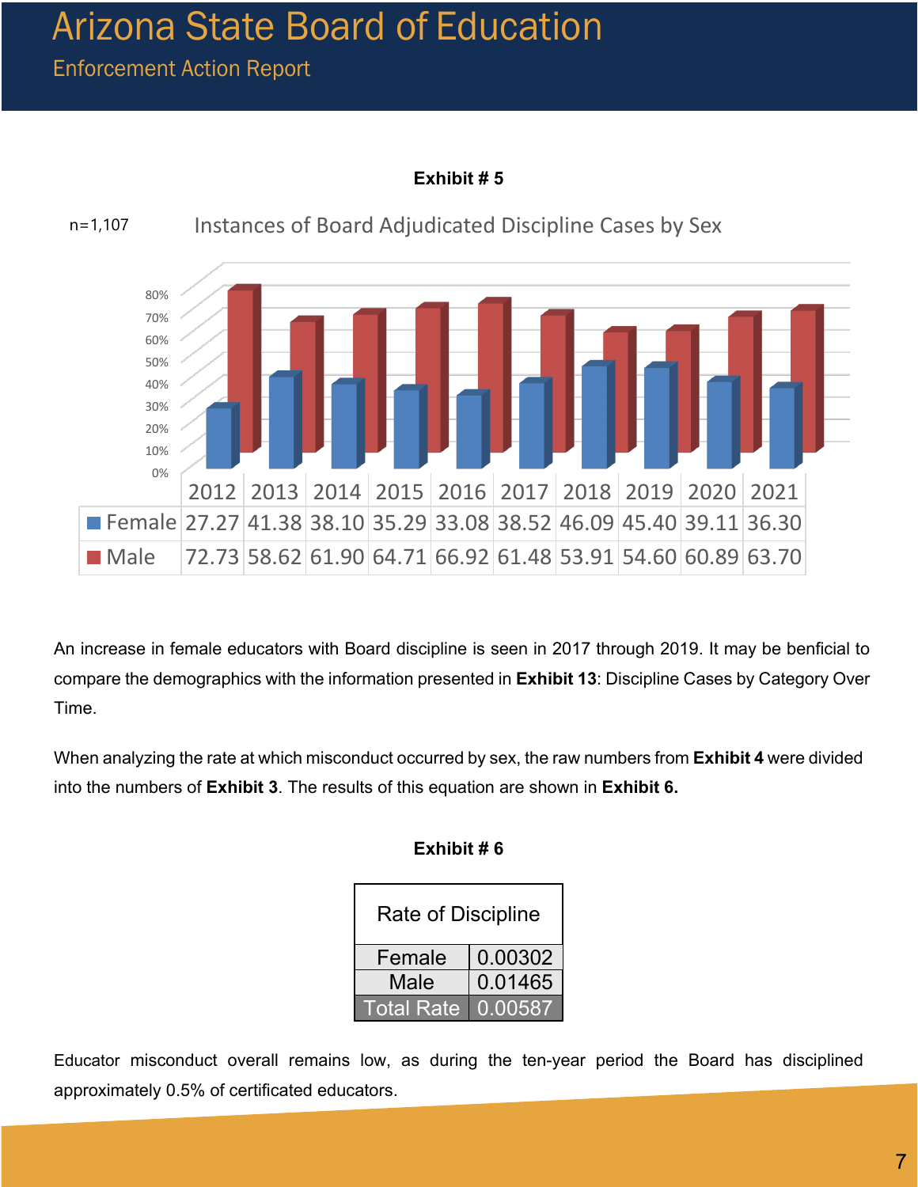**Exhibit # 5**

n=1,107

Instances of Board Adjudicated Discipline Cases by Sex

| | 2012 | 2013 | 2014 | 2015 | 2016 | 2017 | 2018 | 2019 | 2020 | 2021 |
|---|---|---|---|---|---|---|---|---|---|---|
| Female | 27.27 | 41.38 | 38.10 | 35.29 | 33.08 | 38.52 | 46.09 | 45.40 | 39.11 | 36.30 |
| Male | 72.73 | 58.62 | 61.90 | 64.71 | 66.92 | 61.48 | 53.91 | 54.60 | 60.89 | 63.70 |

An increase in female educators with Board discipline is seen in 2017 through 2019. It may be benficial to compare the demographics with the information presented in **Exhibit 13**: Discipline Cases by Category Over Time.

When analyzing the rate at which misconduct occurred by sex, the raw numbers from **Exhibit 4** were divided into the numbers of **Exhibit 3**. The results of this equation are shown in **Exhibit 6.**

**Exhibit # 6**

| Rate of Discipline | |
|---|---|
| Female | 0.00302 |
| Male | 0.01465 |
| Total Rate | 0.00587 |

Educator misconduct overall remains low, as during the ten-year period the Board has disciplined approximately 0.5% of certificated educators.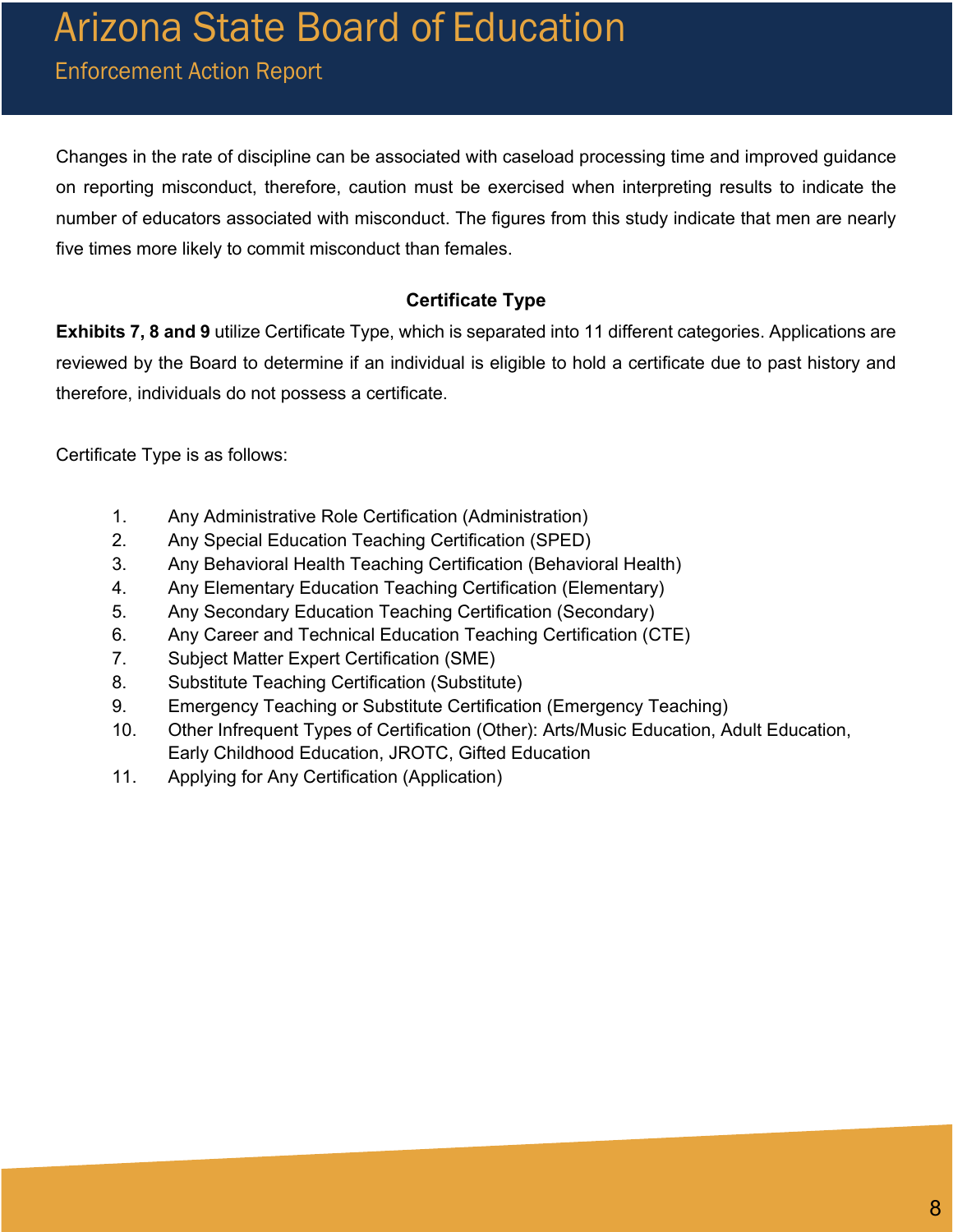Changes in the rate of discipline can be associated with caseload processing time and improved guidance on reporting misconduct, therefore, caution must be exercised when interpreting results to indicate the number of educators associated with misconduct. The figures from this study indicate that men are nearly five times more likely to commit misconduct than females.

### Certificate Type

**Exhibits 7, 8 and 9** utilize Certificate Type, which is separated into 11 different categories. Applications are reviewed by the Board to determine if an individual is eligible to hold a certificate due to past history and therefore, individuals do not possess a certificate.

Certificate Type is as follows:

1. Any Administrative Role Certification (Administration)
2. Any Special Education Teaching Certification (SPED)
3. Any Behavioral Health Teaching Certification (Behavioral Health)
4. Any Elementary Education Teaching Certification (Elementary)
5. Any Secondary Education Teaching Certification (Secondary)
6. Any Career and Technical Education Teaching Certification (CTE)
7. Subject Matter Expert Certification (SME)
8. Substitute Teaching Certification (Substitute)
9. Emergency Teaching or Substitute Certification (Emergency Teaching)
10. Other Infrequent Types of Certification (Other): Arts/Music Education, Adult Education, Early Childhood Education, JROTC, Gifted Education
11. Applying for Any Certification (Application)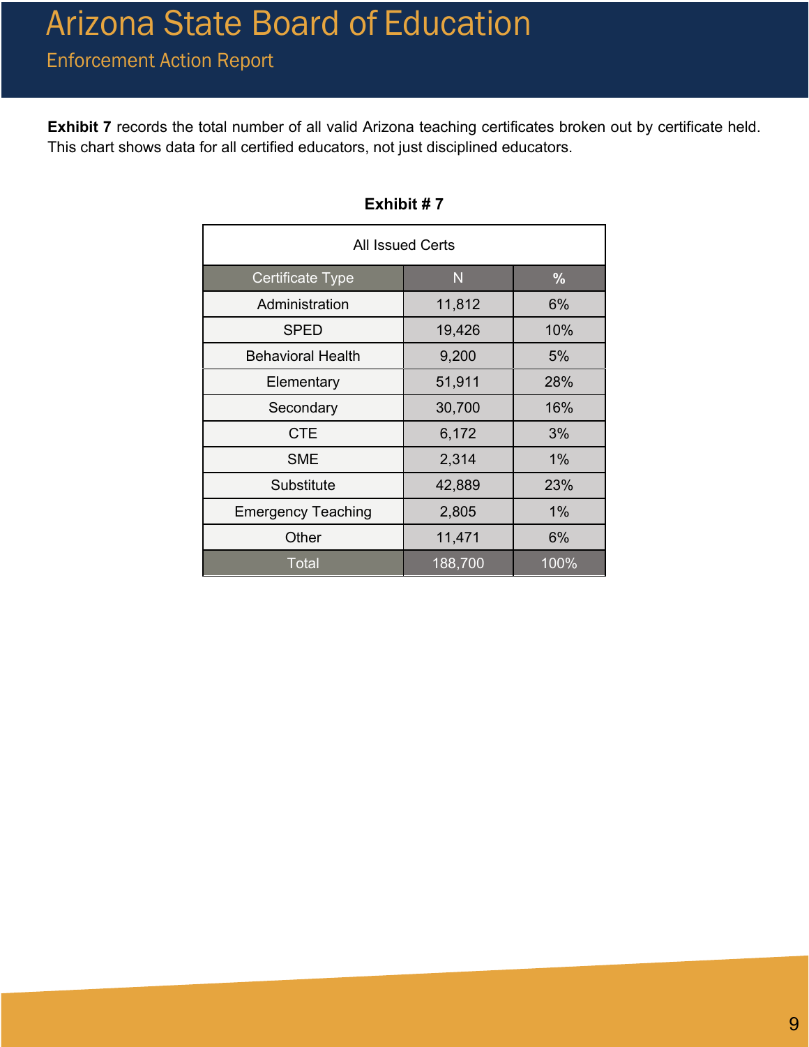**Exhibit 7** records the total number of all valid Arizona teaching certificates broken out by certificate held. This chart shows data for all certified educators, not just disciplined educators.

**Exhibit # 7**

| All Issued Certs | | |
|---|---|---|
| Certificate Type | N | % |
| Administration | 11,812 | 6% |
| SPED | 19,426 | 10% |
| Behavioral Health | 9,200 | 5% |
| Elementary | 51,911 | 28% |
| Secondary | 30,700 | 16% |
| CTE | 6,172 | 3% |
| SME | 2,314 | 1% |
| Substitute | 42,889 | 23% |
| Emergency Teaching | 2,805 | 1% |
| Other | 11,471 | 6% |
| Total | 188,700 | 100% |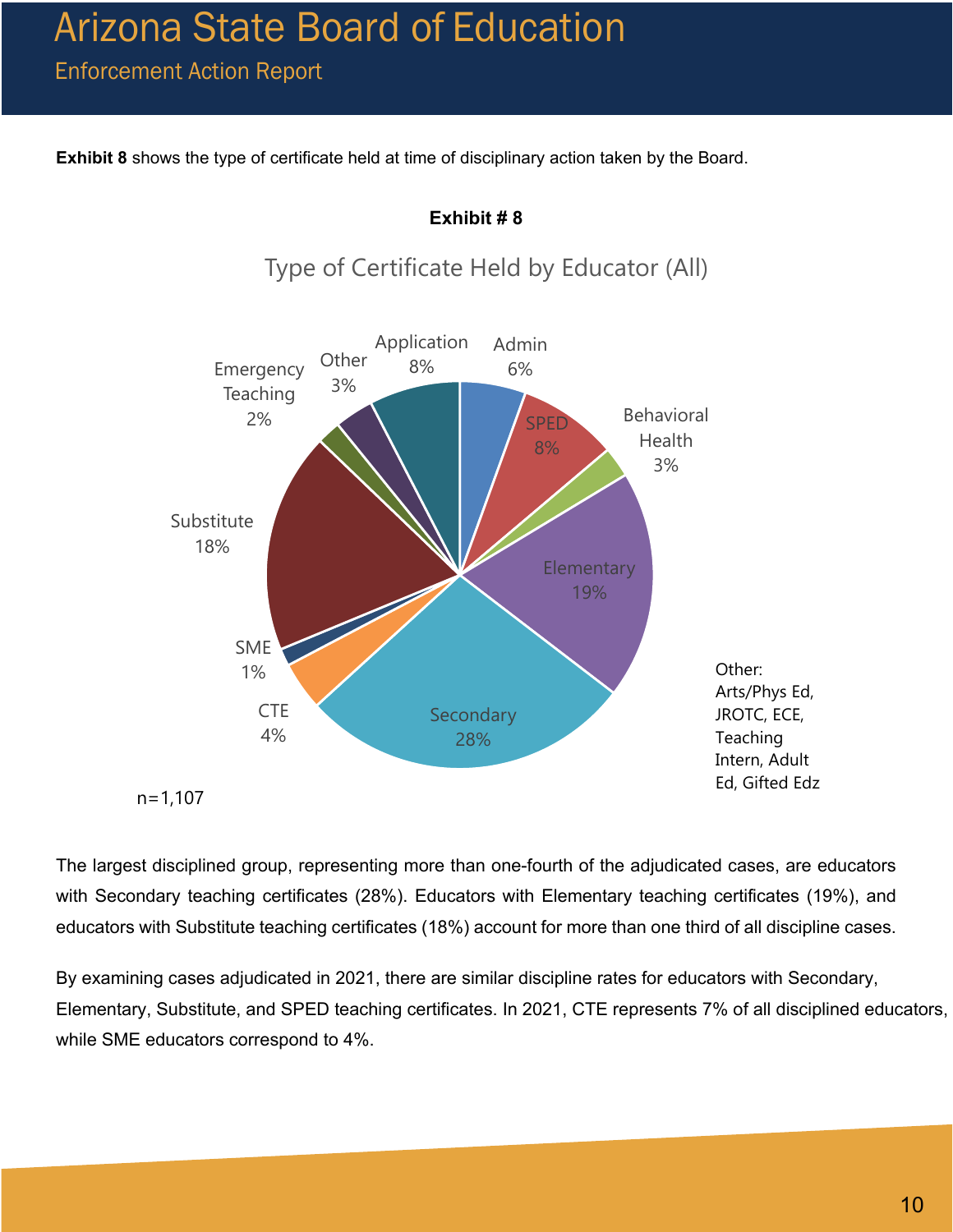**Exhibit 8** shows the type of certificate held at time of disciplinary action taken by the Board.

**Exhibit # 8**

Type of Certificate Held by Educator (All)

| Certificate Type | Percent |
|---|---|
| Admin | 6% |
| SPED | 8% |
| Behavioral Health | 3% |
| Elementary | 19% |
| Secondary | 28% |
| CTE | 4% |
| SME | 1% |
| Substitute | 18% |
| Emergency Teaching | 2% |
| Other | 3% |
| Application | 8% |

Other: Arts/Phys Ed, JROTC, ECE, Teaching Intern, Adult Ed, Gifted Edz

n=1,107

The largest disciplined group, representing more than one-fourth of the adjudicated cases, are educators with Secondary teaching certificates (28%). Educators with Elementary teaching certificates (19%), and educators with Substitute teaching certificates (18%) account for more than one third of all discipline cases.

By examining cases adjudicated in 2021, there are similar discipline rates for educators with Secondary, Elementary, Substitute, and SPED teaching certificates. In 2021, CTE represents 7% of all disciplined educators, while SME educators correspond to 4%.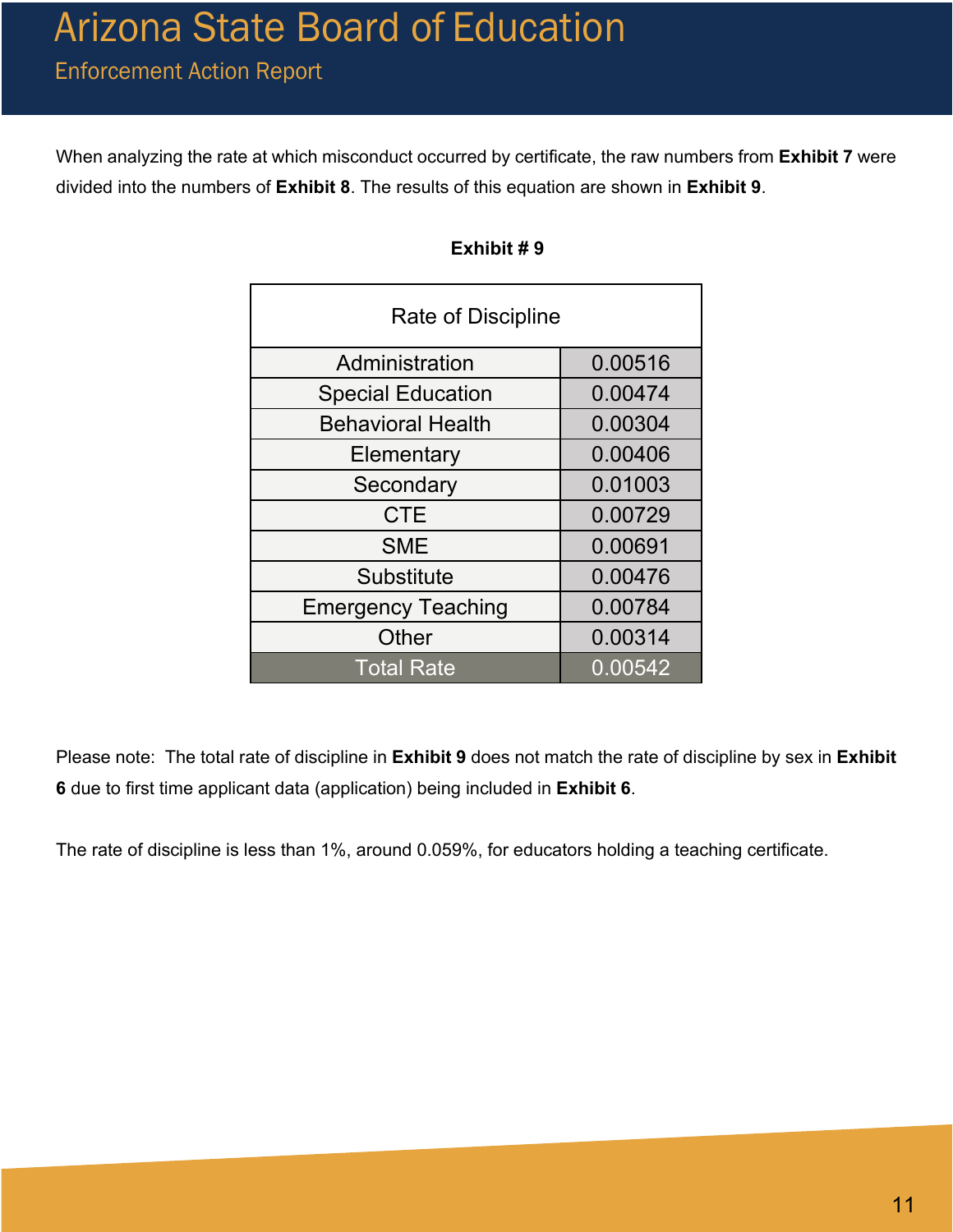When analyzing the rate at which misconduct occurred by certificate, the raw numbers from **Exhibit 7** were divided into the numbers of **Exhibit 8**. The results of this equation are shown in **Exhibit 9**.

**Exhibit # 9**

| Rate of Discipline | |
|---|---|
| Administration | 0.00516 |
| Special Education | 0.00474 |
| Behavioral Health | 0.00304 |
| Elementary | 0.00406 |
| Secondary | 0.01003 |
| CTE | 0.00729 |
| SME | 0.00691 |
| Substitute | 0.00476 |
| Emergency Teaching | 0.00784 |
| Other | 0.00314 |
| Total Rate | 0.00542 |

Please note: The total rate of discipline in **Exhibit 9** does not match the rate of discipline by sex in **Exhibit 6** due to first time applicant data (application) being included in **Exhibit 6**.

The rate of discipline is less than 1%, around 0.059%, for educators holding a teaching certificate.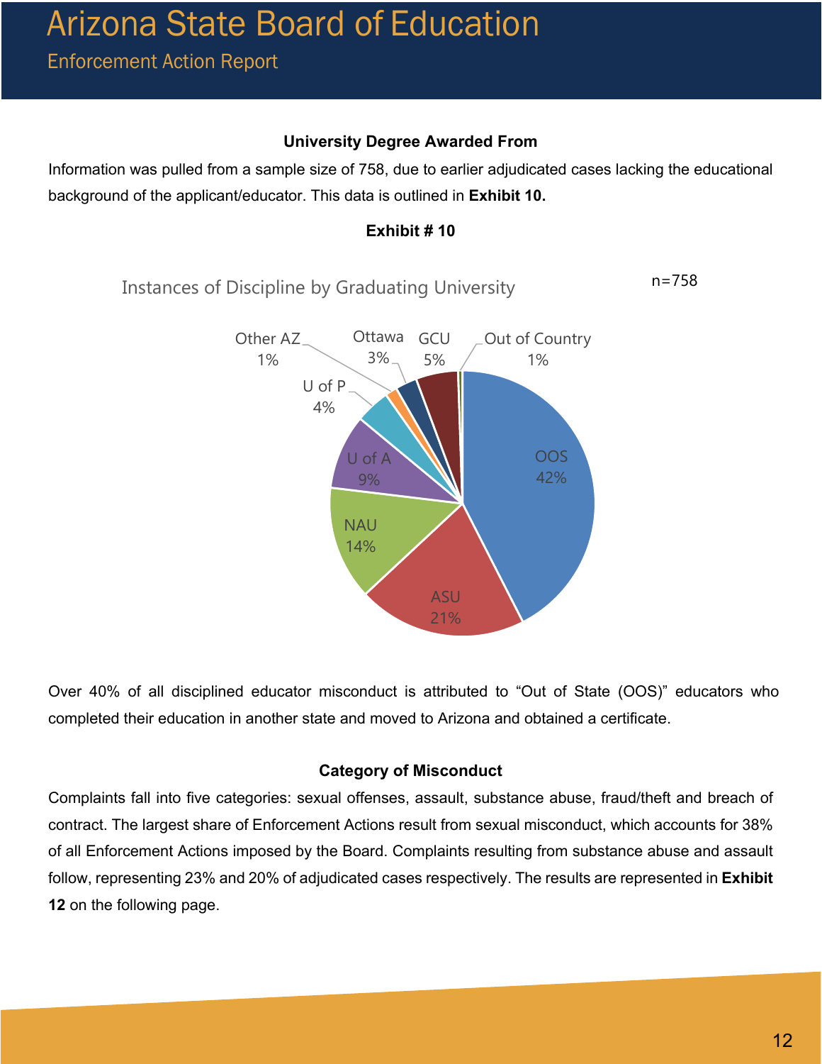**University Degree Awarded From**

Information was pulled from a sample size of 758, due to earlier adjudicated cases lacking the educational background of the applicant/educator. This data is outlined in **Exhibit 10.**

**Exhibit # 10**

Instances of Discipline by Graduating University

n=758

| University | Percentage |
| --- | --- |
| OOS | 42% |
| ASU | 21% |
| NAU | 14% |
| U of A | 9% |
| GCU | 5% |
| U of P | 4% |
| Ottawa | 3% |
| Other AZ | 1% |
| Out of Country | 1% |

Over 40% of all disciplined educator misconduct is attributed to "Out of State (OOS)" educators who completed their education in another state and moved to Arizona and obtained a certificate.

**Category of Misconduct**

Complaints fall into five categories: sexual offenses, assault, substance abuse, fraud/theft and breach of contract. The largest share of Enforcement Actions result from sexual misconduct, which accounts for 38% of all Enforcement Actions imposed by the Board. Complaints resulting from substance abuse and assault follow, representing 23% and 20% of adjudicated cases respectively. The results are represented in **Exhibit 12** on the following page.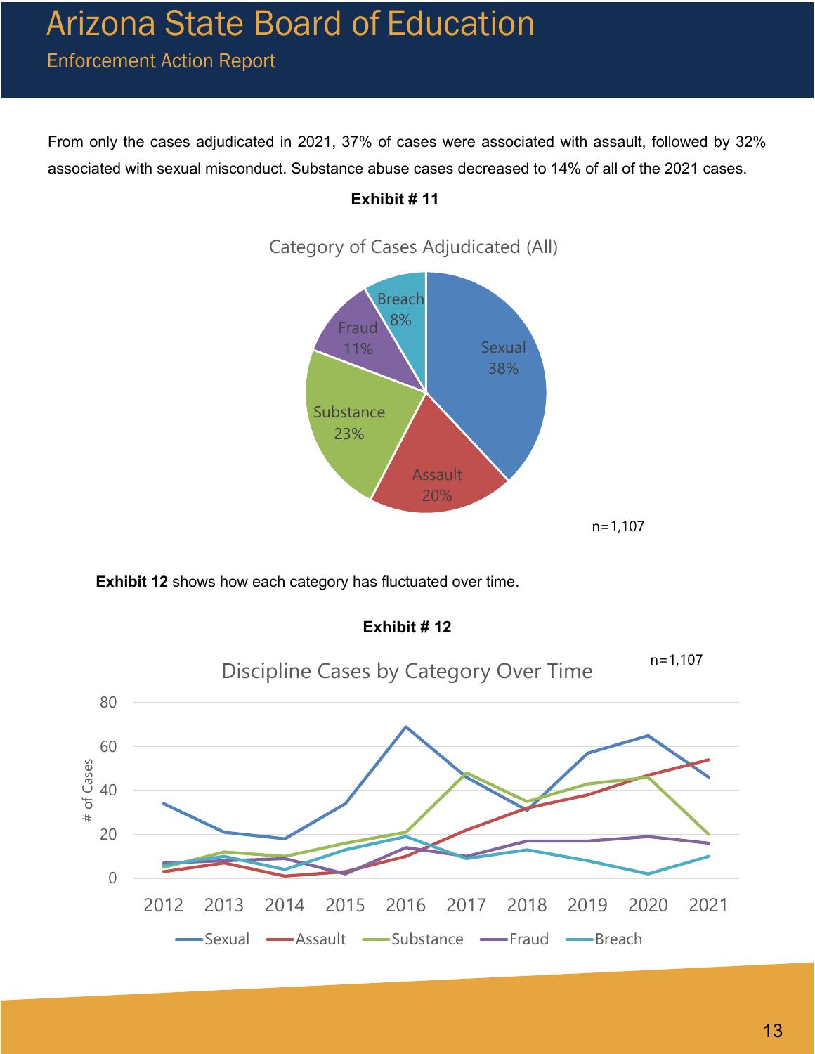From only the cases adjudicated in 2021, 37% of cases were associated with assault, followed by 32% associated with sexual misconduct. Substance abuse cases decreased to 14% of all of the 2021 cases.

**Exhibit # 11**

Category of Cases Adjudicated (All)

| Category | Percent |
|---|---|
| Sexual | 38% |
| Assault | 20% |
| Substance | 23% |
| Fraud | 11% |
| Breach | 8% |

n=1,107

**Exhibit 12** shows how each category has fluctuated over time.

**Exhibit # 12**

Discipline Cases by Category Over Time

n=1,107

| Year | Sexual | Assault | Substance | Fraud | Breach |
|---|---|---|---|---|---|
| 2012 | 34 | 3 | 5 | 7 | 6 |
| 2013 | 21 | 7 | 12 | 8 | 10 |
| 2014 | 18 | 1 | 10 | 9 | 4 |
| 2015 | 34 | 3 | 16 | 2 | 13 |
| 2016 | 69 | 10 | 21 | 14 | 19 |
| 2017 | 46 | 22 | 48 | 10 | 9 |
| 2018 | 31 | 32 | 35 | 17 | 13 |
| 2019 | 57 | 38 | 43 | 17 | 8 |
| 2020 | 65 | 47 | 46 | 19 | 2 |
| 2021 | 46 | 54 | 20 | 16 | 10 |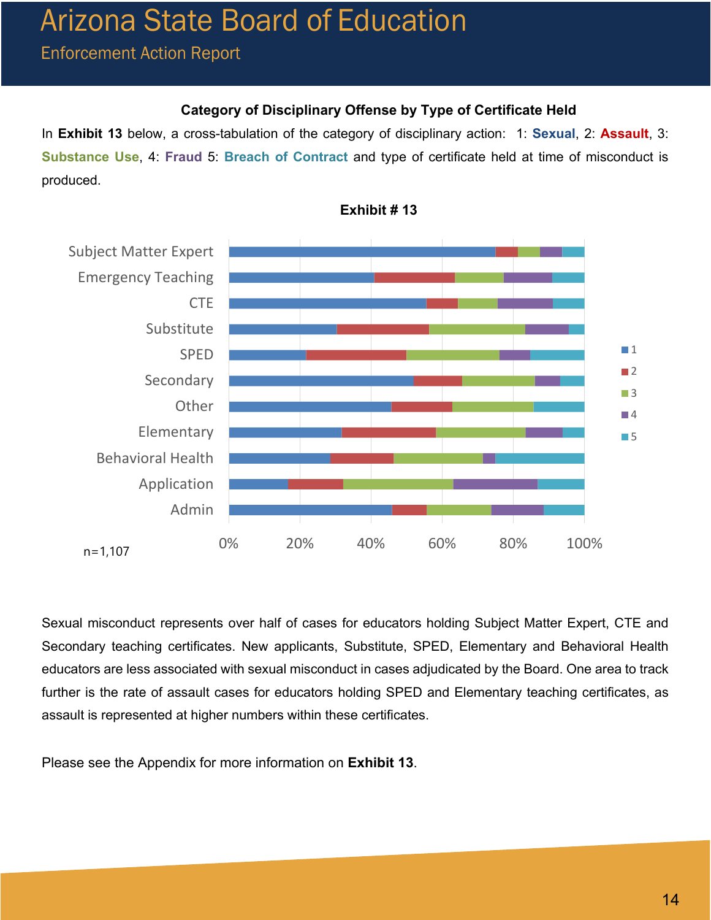### Category of Disciplinary Offense by Type of Certificate Held

In **Exhibit 13** below, a cross-tabulation of the category of disciplinary action: 1: **Sexual**, 2: **Assault**, 3: **Substance Use**, 4: **Fraud** 5: **Breach of Contract** and type of certificate held at time of misconduct is produced.

**Exhibit # 13**

n=1,107

Sexual misconduct represents over half of cases for educators holding Subject Matter Expert, CTE and Secondary teaching certificates. New applicants, Substitute, SPED, Elementary and Behavioral Health educators are less associated with sexual misconduct in cases adjudicated by the Board. One area to track further is the rate of assault cases for educators holding SPED and Elementary teaching certificates, as assault is represented at higher numbers within these certificates.

Please see the Appendix for more information on **Exhibit 13**.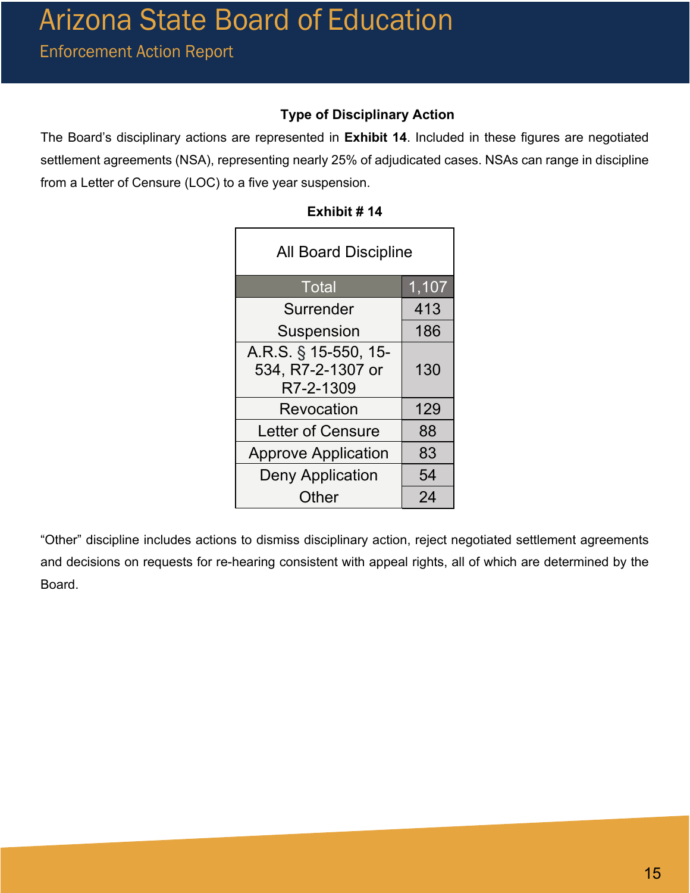### Type of Disciplinary Action

The Board's disciplinary actions are represented in **Exhibit 14**. Included in these figures are negotiated settlement agreements (NSA), representing nearly 25% of adjudicated cases. NSAs can range in discipline from a Letter of Censure (LOC) to a five year suspension.

**Exhibit # 14**

| All Board Discipline | |
|---|---|
| Total | 1,107 |
| Surrender | 413 |
| Suspension | 186 |
| A.R.S. § 15-550, 15-534, R7-2-1307 or R7-2-1309 | 130 |
| Revocation | 129 |
| Letter of Censure | 88 |
| Approve Application | 83 |
| Deny Application | 54 |
| Other | 24 |

"Other" discipline includes actions to dismiss disciplinary action, reject negotiated settlement agreements and decisions on requests for re-hearing consistent with appeal rights, all of which are determined by the Board.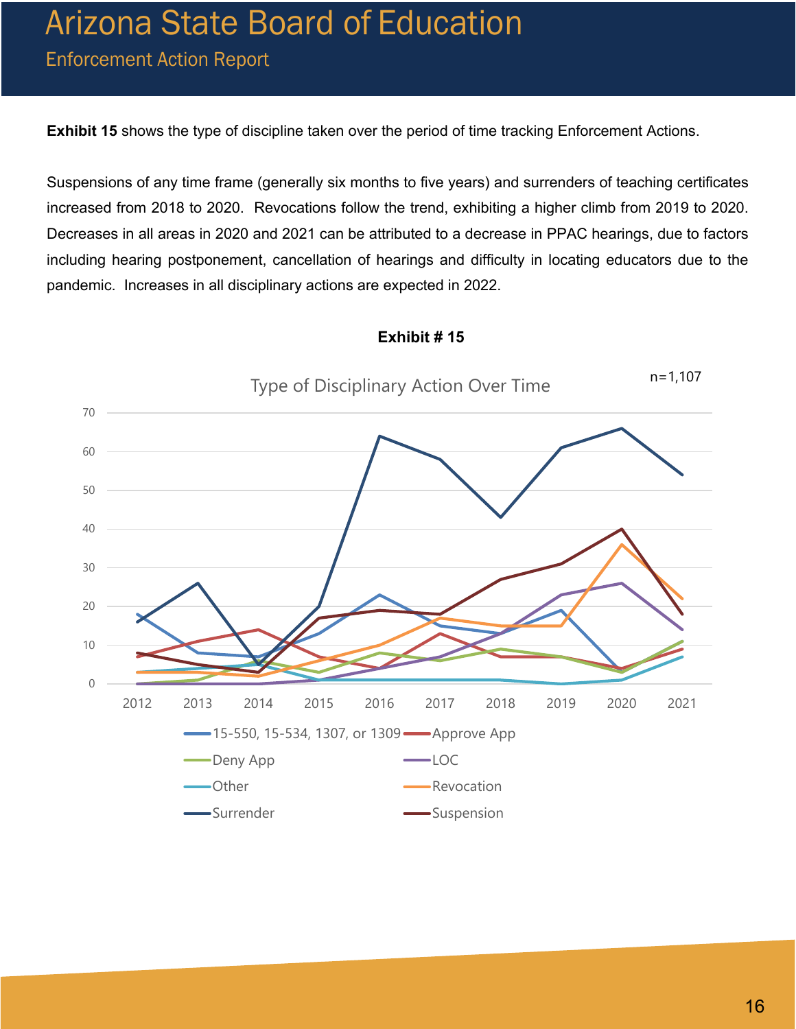**Exhibit 15** shows the type of discipline taken over the period of time tracking Enforcement Actions.

Suspensions of any time frame (generally six months to five years) and surrenders of teaching certificates increased from 2018 to 2020. Revocations follow the trend, exhibiting a higher climb from 2019 to 2020. Decreases in all areas in 2020 and 2021 can be attributed to a decrease in PPAC hearings, due to factors including hearing postponement, cancellation of hearings and difficulty in locating educators due to the pandemic. Increases in all disciplinary actions are expected in 2022.

**Exhibit # 15**

Type of Disciplinary Action Over Time

n=1,107

| Type | 2012 | 2013 | 2014 | 2015 | 2016 | 2017 | 2018 | 2019 | 2020 | 2021 |
|---|---|---|---|---|---|---|---|---|---|---|
| 15-550, 15-534, 1307, or 1309 | 18 | 8 | 7 | 13 | 23 | 15 | 13 | 19 | 3 | |
| Approve App | 7 | 11 | 14 | 7 | 4 | 13 | 7 | 7 | 4 | 9 |
| Deny App | 0 | 1 | 6 | 3 | 8 | 6 | 9 | 7 | 3 | 11 |
| LOC | 0 | 0 | 0 | 1 | 4 | 7 | 13 | 23 | 26 | 14 |
| Other | 3 | 4 | 5 | 1 | 1 | 1 | 1 | 0 | 1 | 7 |
| Revocation | 3 | 3 | 2 | 6 | 10 | 17 | 15 | 15 | 36 | 22 |
| Surrender | 16 | 26 | 5 | 20 | 64 | 58 | 43 | 61 | 66 | 54 |
| Suspension | 8 | 5 | 3 | 17 | 19 | 18 | 27 | 31 | 40 | 18 |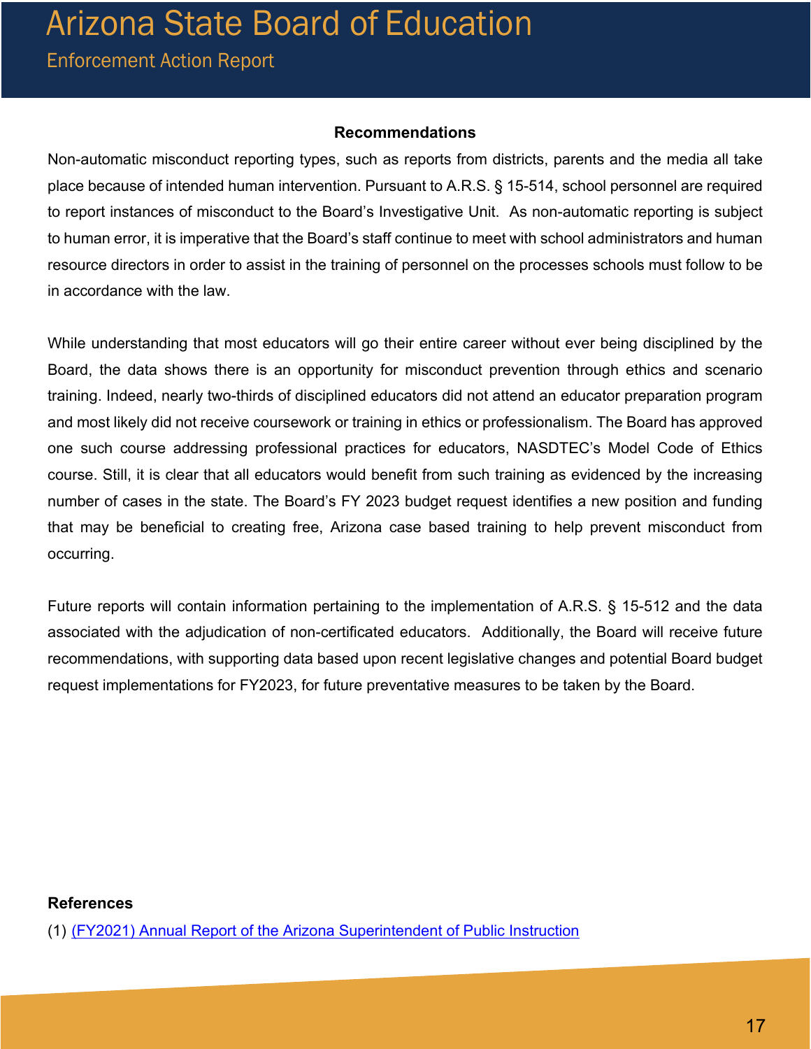## Recommendations

Non-automatic misconduct reporting types, such as reports from districts, parents and the media all take place because of intended human intervention. Pursuant to A.R.S. § 15-514, school personnel are required to report instances of misconduct to the Board's Investigative Unit. As non-automatic reporting is subject to human error, it is imperative that the Board's staff continue to meet with school administrators and human resource directors in order to assist in the training of personnel on the processes schools must follow to be in accordance with the law.

While understanding that most educators will go their entire career without ever being disciplined by the Board, the data shows there is an opportunity for misconduct prevention through ethics and scenario training. Indeed, nearly two-thirds of disciplined educators did not attend an educator preparation program and most likely did not receive coursework or training in ethics or professionalism. The Board has approved one such course addressing professional practices for educators, NASDTEC's Model Code of Ethics course. Still, it is clear that all educators would benefit from such training as evidenced by the increasing number of cases in the state. The Board's FY 2023 budget request identifies a new position and funding that may be beneficial to creating free, Arizona case based training to help prevent misconduct from occurring.

Future reports will contain information pertaining to the implementation of A.R.S. § 15-512 and the data associated with the adjudication of non-certificated educators. Additionally, the Board will receive future recommendations, with supporting data based upon recent legislative changes and potential Board budget request implementations for FY2023, for future preventative measures to be taken by the Board.

### References

(1) (FY2021) Annual Report of the Arizona Superintendent of Public Instruction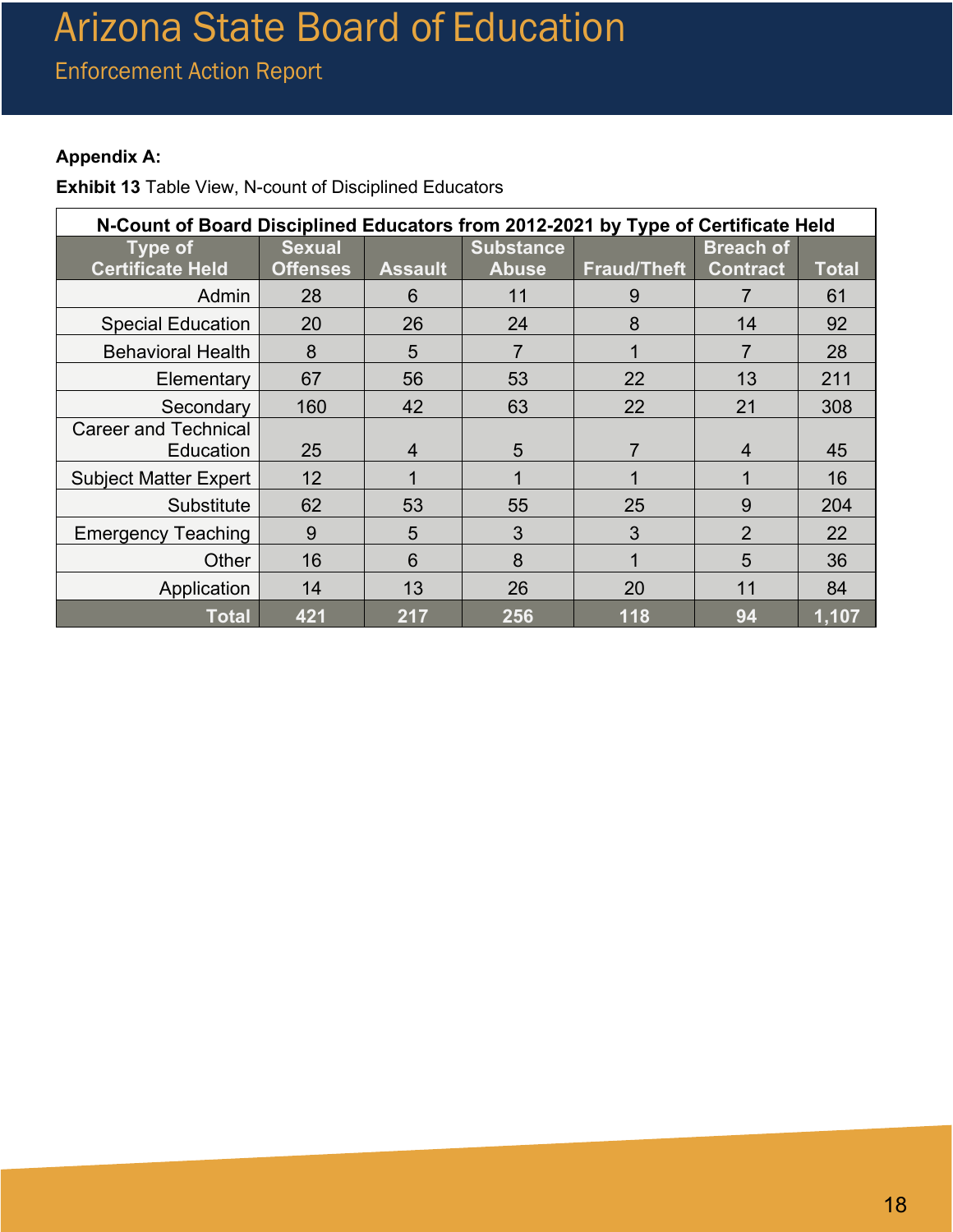**Appendix A:**

**Exhibit 13** Table View, N-count of Disciplined Educators

| N-Count of Board Disciplined Educators from 2012-2021 by Type of Certificate Held | | | | | | |
|---|---|---|---|---|---|---|
| **Type of Certificate Held** | **Sexual Offenses** | **Assault** | **Substance Abuse** | **Fraud/Theft** | **Breach of Contract** | **Total** |
| Admin | 28 | 6 | 11 | 9 | 7 | 61 |
| Special Education | 20 | 26 | 24 | 8 | 14 | 92 |
| Behavioral Health | 8 | 5 | 7 | 1 | 7 | 28 |
| Elementary | 67 | 56 | 53 | 22 | 13 | 211 |
| Secondary | 160 | 42 | 63 | 22 | 21 | 308 |
| Career and Technical Education | 25 | 4 | 5 | 7 | 4 | 45 |
| Subject Matter Expert | 12 | 1 | 1 | 1 | 1 | 16 |
| Substitute | 62 | 53 | 55 | 25 | 9 | 204 |
| Emergency Teaching | 9 | 5 | 3 | 3 | 2 | 22 |
| Other | 16 | 6 | 8 | 1 | 5 | 36 |
| Application | 14 | 13 | 26 | 20 | 11 | 84 |
| **Total** | **421** | **217** | **256** | **118** | **94** | **1,107** |